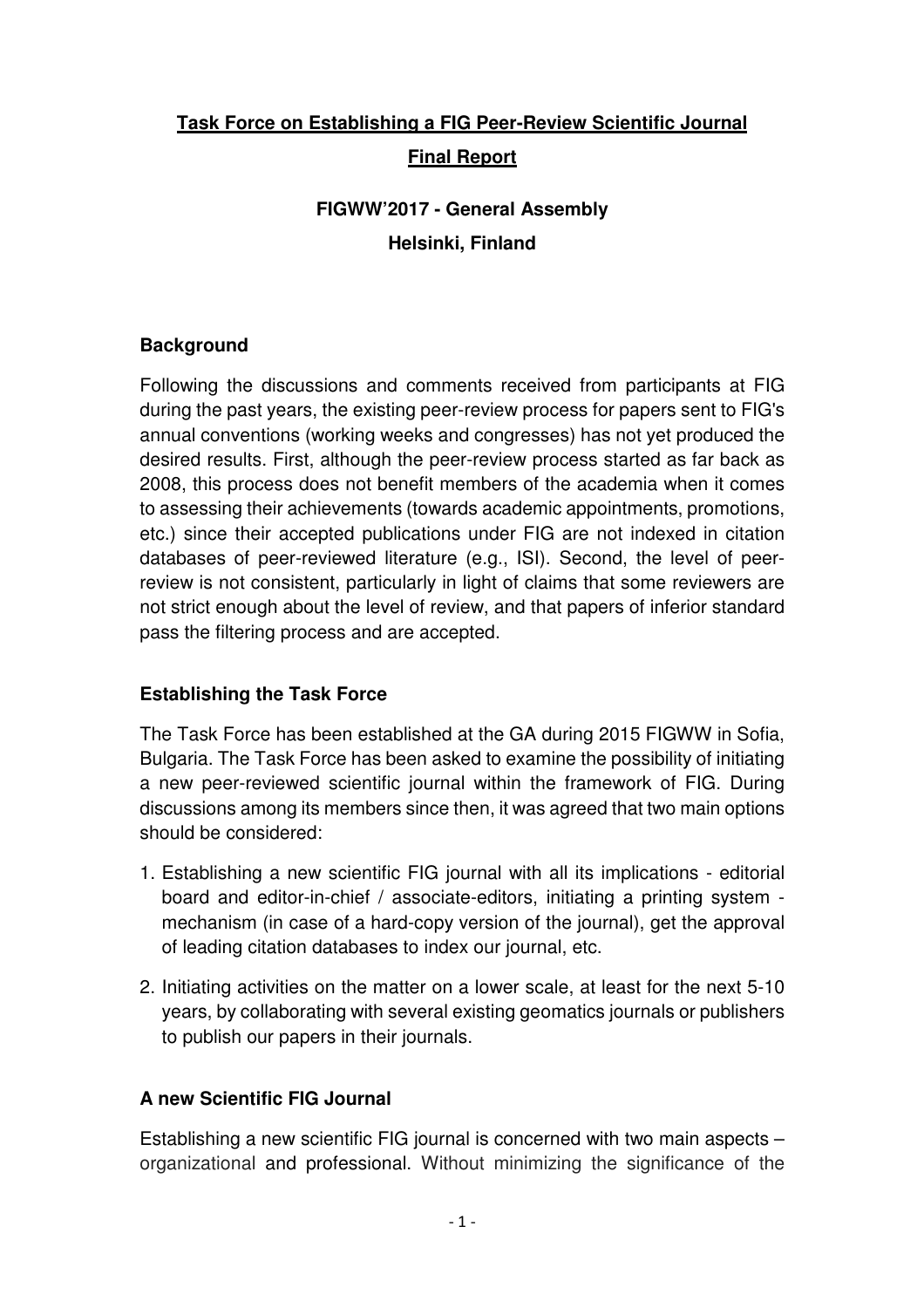# Task Force on Establishing a FIG Peer-Review Scientific Journal

# Final Report

## FIGWW'2017 - General Assembly

## Helsinki, Finland

### Background

Following the discussions and comments received from participants at FIG during the past years, the existing peer-review process for papers sent to FIG's annual conventions (working weeks and congresses) has not yet produced the desired results. First, although the peer-review process started as far back as 2008, this process does not benefit members of the academia when it comes to assessing their achievements (towards academic appointments, promotions, etc.) since their accepted publications under FIG are not indexed in citation databases of peer-reviewed literature (e.g., ISI). Second, the level of peer-review is not consistent, particularly in light of claims that some reviewers are not strict enough about the level of review, and that papers of inferior standard pass the filtering process and are accepted.

### Establishing the Task Force

The Task Force has been established at the GA during 2015 FIGWW in Sofia, Bulgaria. The Task Force has been asked to examine the possibility of initiating a new peer-reviewed scientific journal within the framework of FIG. During discussions among its members since then, it was agreed that two main options should be considered:

1. Establishing a new scientific FIG journal with all its implications - editorial board and editor-in-chief / associate-editors, initiating a printing system - mechanism (in case of a hard-copy version of the journal), get the approval of leading citation databases to index our journal, etc.
2. Initiating activities on the matter on a lower scale, at least for the next 5-10 years, by collaborating with several existing geomatics journals or publishers to publish our papers in their journals.

### A new Scientific FIG Journal

Establishing a new scientific FIG journal is concerned with two main aspects – organizational and professional. Without minimizing the significance of the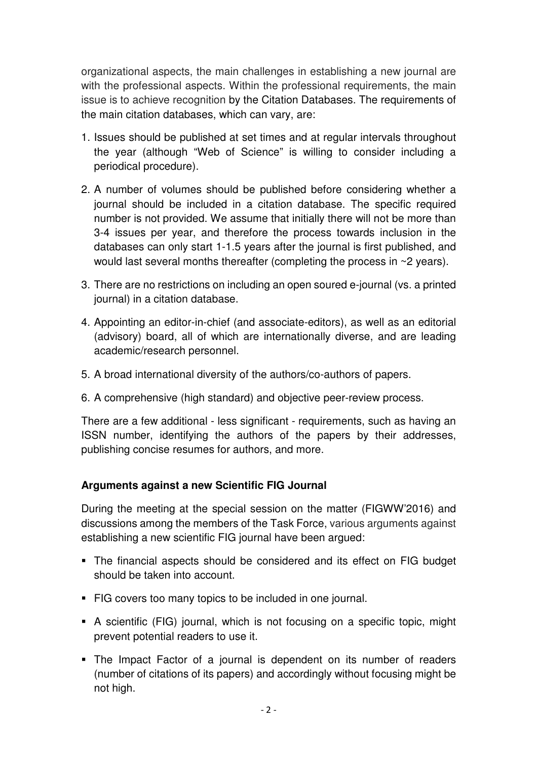organizational aspects, the main challenges in establishing a new journal are with the professional aspects. Within the professional requirements, the main issue is to achieve recognition by the Citation Databases. The requirements of the main citation databases, which can vary, are:

1. Issues should be published at set times and at regular intervals throughout the year (although "Web of Science" is willing to consider including a periodical procedure).

2. A number of volumes should be published before considering whether a journal should be included in a citation database. The specific required number is not provided. We assume that initially there will not be more than 3-4 issues per year, and therefore the process towards inclusion in the databases can only start 1-1.5 years after the journal is first published, and would last several months thereafter (completing the process in ~2 years).

3. There are no restrictions on including an open soured e-journal (vs. a printed journal) in a citation database.

4. Appointing an editor-in-chief (and associate-editors), as well as an editorial (advisory) board, all of which are internationally diverse, and are leading academic/research personnel.

5. A broad international diversity of the authors/co-authors of papers.

6. A comprehensive (high standard) and objective peer-review process.

There are a few additional - less significant - requirements, such as having an ISSN number, identifying the authors of the papers by their addresses, publishing concise resumes for authors, and more.

**Arguments against a new Scientific FIG Journal**

During the meeting at the special session on the matter (FIGWW'2016) and discussions among the members of the Task Force, various arguments against establishing a new scientific FIG journal have been argued:

- The financial aspects should be considered and its effect on FIG budget should be taken into account.
- FIG covers too many topics to be included in one journal.
- A scientific (FIG) journal, which is not focusing on a specific topic, might prevent potential readers to use it.
- The Impact Factor of a journal is dependent on its number of readers (number of citations of its papers) and accordingly without focusing might be not high.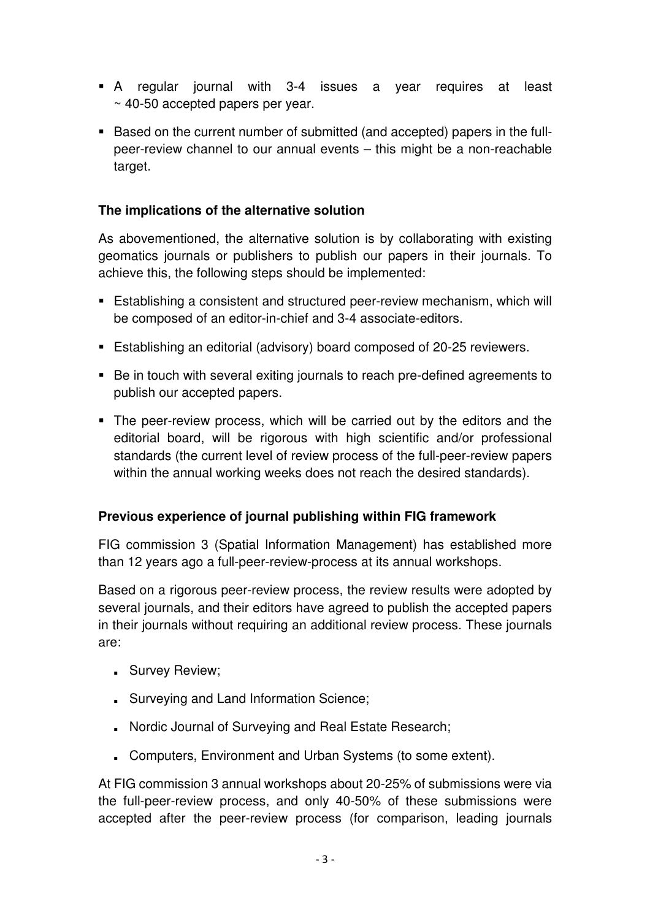- A regular journal with 3-4 issues a year requires at least ~ 40-50 accepted papers per year.
- Based on the current number of submitted (and accepted) papers in the full-peer-review channel to our annual events – this might be a non-reachable target.

**The implications of the alternative solution**

As abovementioned, the alternative solution is by collaborating with existing geomatics journals or publishers to publish our papers in their journals. To achieve this, the following steps should be implemented:

- Establishing a consistent and structured peer-review mechanism, which will be composed of an editor-in-chief and 3-4 associate-editors.
- Establishing an editorial (advisory) board composed of 20-25 reviewers.
- Be in touch with several exiting journals to reach pre-defined agreements to publish our accepted papers.
- The peer-review process, which will be carried out by the editors and the editorial board, will be rigorous with high scientific and/or professional standards (the current level of review process of the full-peer-review papers within the annual working weeks does not reach the desired standards).

**Previous experience of journal publishing within FIG framework**

FIG commission 3 (Spatial Information Management) has established more than 12 years ago a full-peer-review-process at its annual workshops.

Based on a rigorous peer-review process, the review results were adopted by several journals, and their editors have agreed to publish the accepted papers in their journals without requiring an additional review process. These journals are:

- Survey Review;
- Surveying and Land Information Science;
- Nordic Journal of Surveying and Real Estate Research;
- Computers, Environment and Urban Systems (to some extent).

At FIG commission 3 annual workshops about 20-25% of submissions were via the full-peer-review process, and only 40-50% of these submissions were accepted after the peer-review process (for comparison, leading journals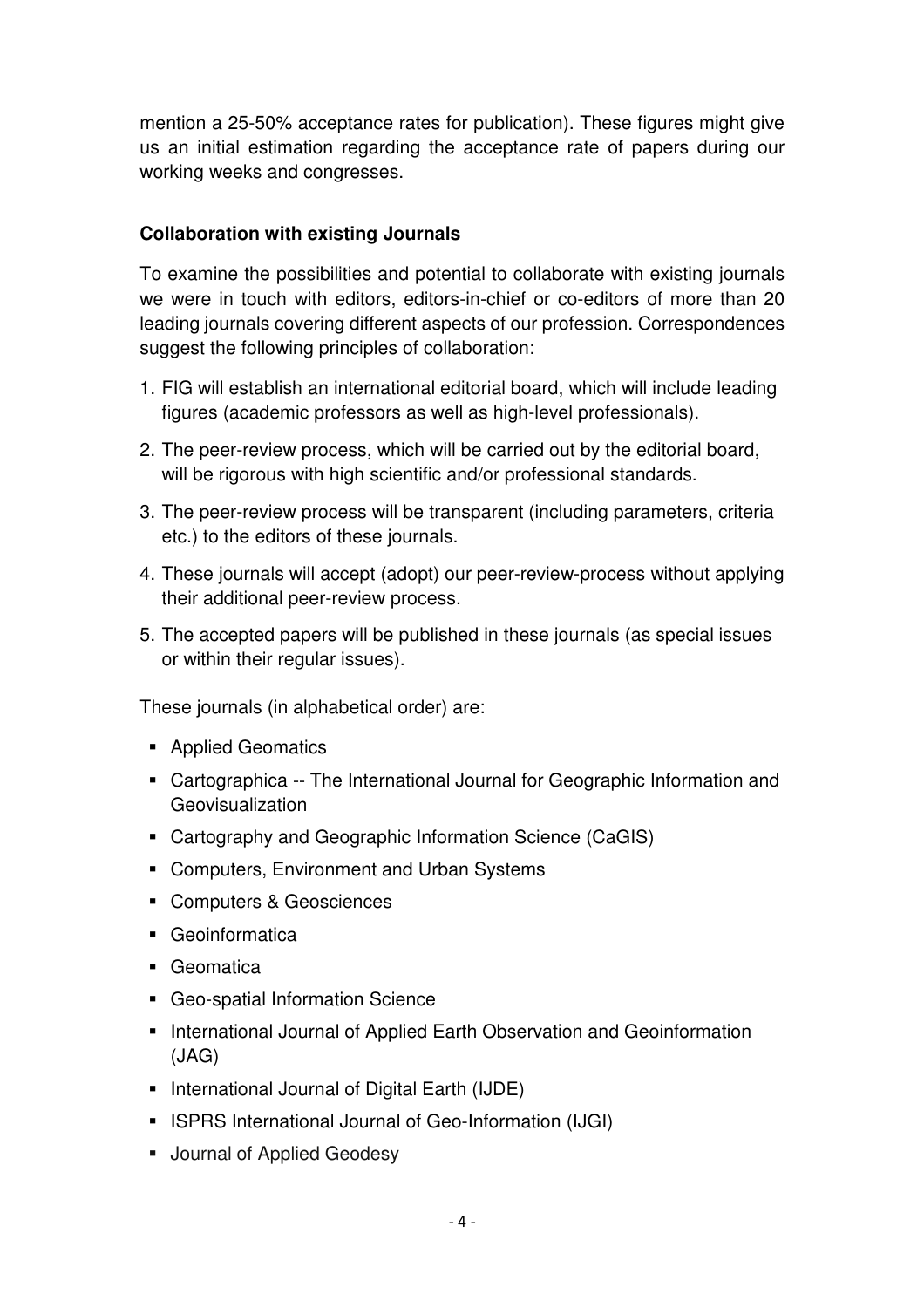mention a 25-50% acceptance rates for publication). These figures might give us an initial estimation regarding the acceptance rate of papers during our working weeks and congresses.

**Collaboration with existing Journals**

To examine the possibilities and potential to collaborate with existing journals we were in touch with editors, editors-in-chief or co-editors of more than 20 leading journals covering different aspects of our profession. Correspondences suggest the following principles of collaboration:

1. FIG will establish an international editorial board, which will include leading figures (academic professors as well as high-level professionals).
2. The peer-review process, which will be carried out by the editorial board, will be rigorous with high scientific and/or professional standards.
3. The peer-review process will be transparent (including parameters, criteria etc.) to the editors of these journals.
4. These journals will accept (adopt) our peer-review-process without applying their additional peer-review process.
5. The accepted papers will be published in these journals (as special issues or within their regular issues).

These journals (in alphabetical order) are:

- Applied Geomatics
- Cartographica -- The International Journal for Geographic Information and Geovisualization
- Cartography and Geographic Information Science (CaGIS)
- Computers, Environment and Urban Systems
- Computers & Geosciences
- Geoinformatica
- Geomatica
- Geo-spatial Information Science
- International Journal of Applied Earth Observation and Geoinformation (JAG)
- International Journal of Digital Earth (IJDE)
- ISPRS International Journal of Geo-Information (IJGI)
- Journal of Applied Geodesy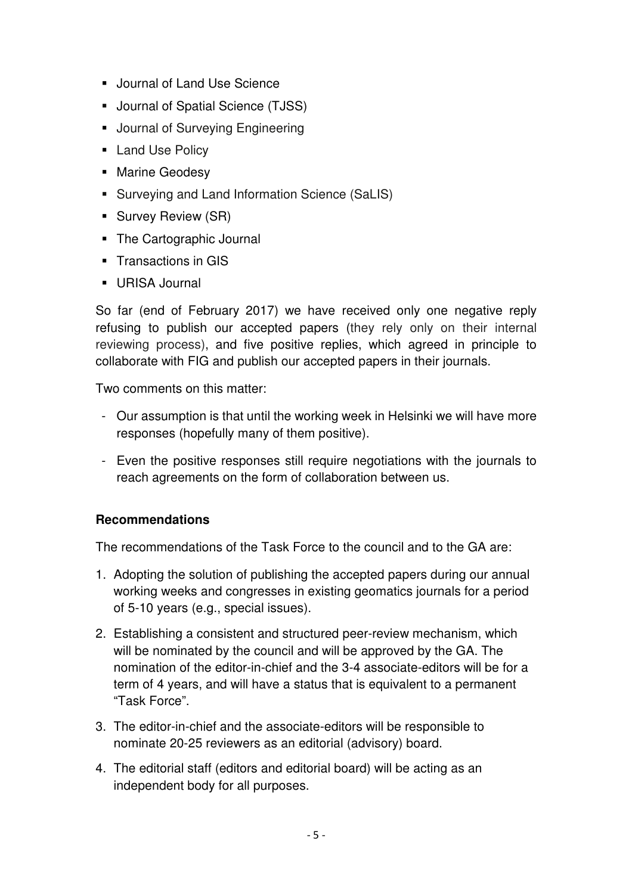- Journal of Land Use Science
- Journal of Spatial Science (TJSS)
- Journal of Surveying Engineering
- Land Use Policy
- Marine Geodesy
- Surveying and Land Information Science (SaLIS)
- Survey Review (SR)
- The Cartographic Journal
- Transactions in GIS
- URISA Journal

So far (end of February 2017) we have received only one negative reply refusing to publish our accepted papers (they rely only on their internal reviewing process), and five positive replies, which agreed in principle to collaborate with FIG and publish our accepted papers in their journals.

Two comments on this matter:

- Our assumption is that until the working week in Helsinki we will have more responses (hopefully many of them positive).
- Even the positive responses still require negotiations with the journals to reach agreements on the form of collaboration between us.

**Recommendations**

The recommendations of the Task Force to the council and to the GA are:

1. Adopting the solution of publishing the accepted papers during our annual working weeks and congresses in existing geomatics journals for a period of 5-10 years (e.g., special issues).
2. Establishing a consistent and structured peer-review mechanism, which will be nominated by the council and will be approved by the GA. The nomination of the editor-in-chief and the 3-4 associate-editors will be for a term of 4 years, and will have a status that is equivalent to a permanent "Task Force".
3. The editor-in-chief and the associate-editors will be responsible to nominate 20-25 reviewers as an editorial (advisory) board.
4. The editorial staff (editors and editorial board) will be acting as an independent body for all purposes.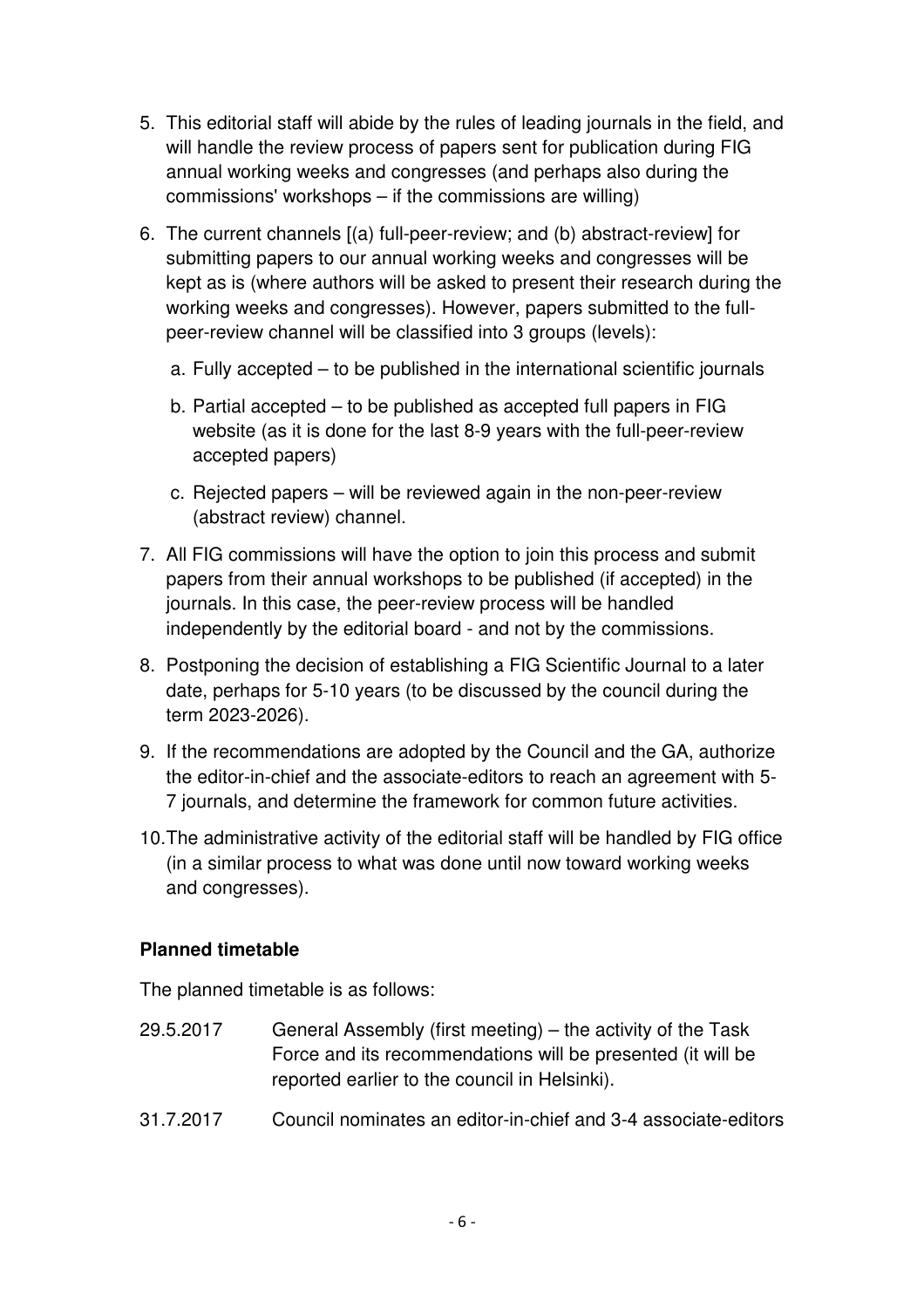5. This editorial staff will abide by the rules of leading journals in the field, and will handle the review process of papers sent for publication during FIG annual working weeks and congresses (and perhaps also during the commissions' workshops – if the commissions are willing)
6. The current channels [(a) full-peer-review; and (b) abstract-review] for submitting papers to our annual working weeks and congresses will be kept as is (where authors will be asked to present their research during the working weeks and congresses). However, papers submitted to the full-peer-review channel will be classified into 3 groups (levels):
   a. Fully accepted – to be published in the international scientific journals
   b. Partial accepted – to be published as accepted full papers in FIG website (as it is done for the last 8-9 years with the full-peer-review accepted papers)
   c. Rejected papers – will be reviewed again in the non-peer-review (abstract review) channel.
7. All FIG commissions will have the option to join this process and submit papers from their annual workshops to be published (if accepted) in the journals. In this case, the peer-review process will be handled independently by the editorial board - and not by the commissions.
8. Postponing the decision of establishing a FIG Scientific Journal to a later date, perhaps for 5-10 years (to be discussed by the council during the term 2023-2026).
9. If the recommendations are adopted by the Council and the GA, authorize the editor-in-chief and the associate-editors to reach an agreement with 5-7 journals, and determine the framework for common future activities.
10. The administrative activity of the editorial staff will be handled by FIG office (in a similar process to what was done until now toward working weeks and congresses).

**Planned timetable**

The planned timetable is as follows:

29.5.2017 General Assembly (first meeting) – the activity of the Task Force and its recommendations will be presented (it will be reported earlier to the council in Helsinki).

31.7.2017 Council nominates an editor-in-chief and 3-4 associate-editors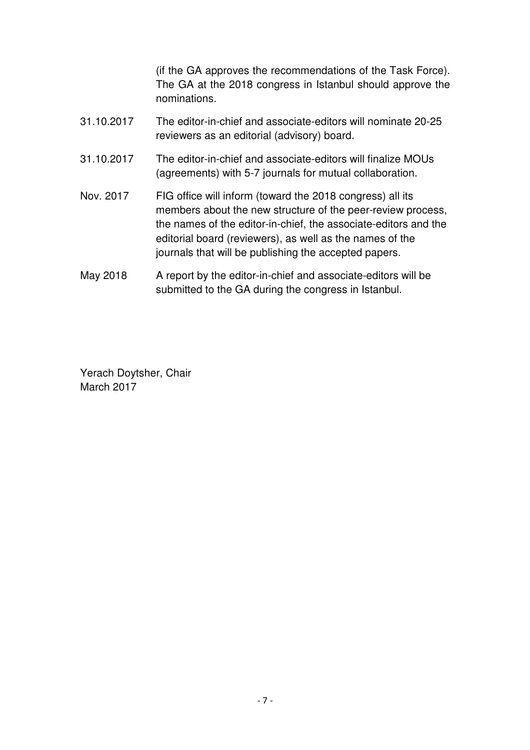(if the GA approves the recommendations of the Task Force). The GA at the 2018 congress in Istanbul should approve the nominations.

| | |
|---|---|
| 31.10.2017 | The editor-in-chief and associate-editors will nominate 20-25 reviewers as an editorial (advisory) board. |
| 31.10.2017 | The editor-in-chief and associate-editors will finalize MOUs (agreements) with 5-7 journals for mutual collaboration. |
| Nov. 2017 | FIG office will inform (toward the 2018 congress) all its members about the new structure of the peer-review process, the names of the editor-in-chief, the associate-editors and the editorial board (reviewers), as well as the names of the journals that will be publishing the accepted papers. |
| May 2018 | A report by the editor-in-chief and associate-editors will be submitted to the GA during the congress in Istanbul. |

Yerach Doytsher, Chair
March 2017